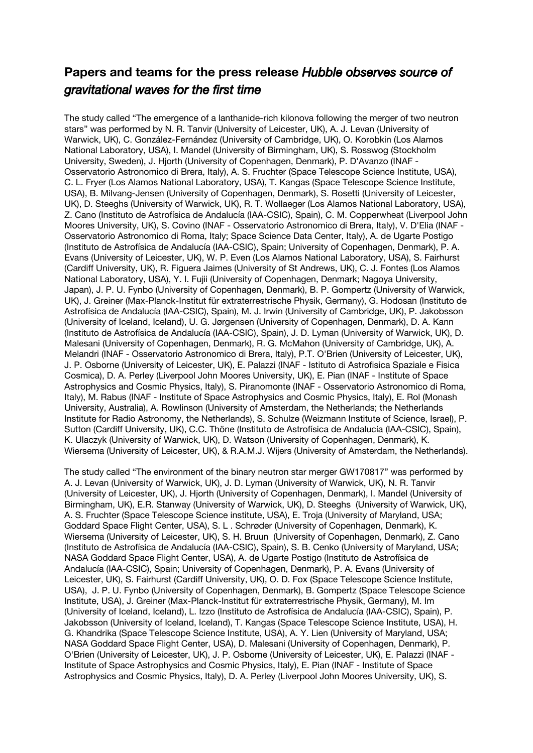## Papers and teams for the press release *Hubble observes source of gravitational waves for the first time*

The study called "The emergence of a lanthanide-rich kilonova following the merger of two neutron stars" was performed by N. R. Tanvir (University of Leicester, UK), A. J. Levan (University of Warwick, UK), C. González-Fernández (University of Cambridge, UK), O. Korobkin (Los Alamos National Laboratory, USA), I. Mandel (University of Birmingham, UK), S. Rosswog (Stockholm University, Sweden), J. Hjorth (University of Copenhagen, Denmark), P. D'Avanzo (INAF - Osservatorio Astronomico di Brera, Italy), A. S. Fruchter (Space Telescope Science Institute, USA), C. L. Fryer (Los Alamos National Laboratory, USA), T. Kangas (Space Telescope Science Institute, USA), B. Milvang-Jensen (University of Copenhagen, Denmark), S. Rosetti (University of Leicester, UK), D. Steeghs (University of Warwick, UK), R. T. Wollaeger (Los Alamos National Laboratory, USA), Z. Cano (Instituto de Astrofísica de Andalucía (IAA-CSIC), Spain), C. M. Copperwheat (Liverpool John Moores University, UK), S. Covino (INAF - Osservatorio Astronomico di Brera, Italy), V. D'Elia (INAF - Osservatorio Astronomico di Roma, Italy; Space Science Data Center, Italy), A. de Ugarte Postigo (Instituto de Astrofísica de Andalucía (IAA-CSIC), Spain; University of Copenhagen, Denmark), P. A. Evans (University of Leicester, UK), W. P. Even (Los Alamos National Laboratory, USA), S. Fairhurst (Cardiff University, UK), R. Figuera Jaimes (University of St Andrews, UK), C. J. Fontes (Los Alamos National Laboratory, USA), Y. I. Fujii (University of Copenhagen, Denmark; Nagoya University, Japan), J. P. U. Fynbo (University of Copenhagen, Denmark), B. P. Gompertz (University of Warwick, UK), J. Greiner (Max-Planck-Institut für extraterrestrische Physik, Germany), G. Hodosan (Instituto de Astrofísica de Andalucía (IAA-CSIC), Spain), M. J. Irwin (University of Cambridge, UK), P. Jakobsson (University of Iceland, Iceland), U. G. Jørgensen (University of Copenhagen, Denmark), D. A. Kann (Instituto de Astrofísica de Andalucía (IAA-CSIC), Spain), J. D. Lyman (University of Warwick, UK), D. Malesani (University of Copenhagen, Denmark), R. G. McMahon (University of Cambridge, UK), A. Melandri (INAF - Osservatorio Astronomico di Brera, Italy), P.T. O'Brien (University of Leicester, UK), J. P. Osborne (University of Leicester, UK), E. Palazzi (INAF - Istituto di Astrofisica Spaziale e Fisica Cosmica), D. A. Perley (Liverpool John Moores University, UK), E. Pian (INAF - Institute of Space Astrophysics and Cosmic Physics, Italy), S. Piranomonte (INAF - Osservatorio Astronomico di Roma, Italy), M. Rabus (INAF - Institute of Space Astrophysics and Cosmic Physics, Italy), E. Rol (Monash University, Australia), A. Rowlinson (University of Amsterdam, the Netherlands; the Netherlands Institute for Radio Astronomy, the Netherlands), S. Schulze (Weizmann Institute of Science, Israel), P. Sutton (Cardiff University, UK), C.C. Thöne (Instituto de Astrofísica de Andalucía (IAA-CSIC), Spain), K. Ulaczyk (University of Warwick, UK), D. Watson (University of Copenhagen, Denmark), K. Wiersema (University of Leicester, UK), & R.A.M.J. Wijers (University of Amsterdam, the Netherlands).

The study called "The environment of the binary neutron star merger GW170817" was performed by A. J. Levan (University of Warwick, UK), J. D. Lyman (University of Warwick, UK), N. R. Tanvir (University of Leicester, UK), J. Hjorth (University of Copenhagen, Denmark), I. Mandel (University of Birmingham, UK), E.R. Stanway (University of Warwick, UK), D. Steeghs (University of Warwick, UK), A. S. Fruchter (Space Telescope Science institute, USA), E. Troja (University of Maryland, USA; Goddard Space Flight Center, USA), S. L . Schrøder (University of Copenhagen, Denmark), K. Wiersema (University of Leicester, UK), S. H. Bruun (University of Copenhagen, Denmark), Z. Cano (Instituto de Astrofísica de Andalucía (IAA-CSIC), Spain), S. B. Cenko (University of Maryland, USA; NASA Goddard Space Flight Center, USA), A. de Ugarte Postigo (Instituto de Astrofísica de Andalucía (IAA-CSIC), Spain; University of Copenhagen, Denmark), P. A. Evans (University of Leicester, UK), S. Fairhurst (Cardiff University, UK), O. D. Fox (Space Telescope Science Institute, USA), J. P. U. Fynbo (University of Copenhagen, Denmark), B. Gompertz (Space Telescope Science Institute, USA), J. Greiner (Max-Planck-Institut für extraterrestrische Physik, Germany), M. Im (University of Iceland, Iceland), L. Izzo (Instituto de Astrofísica de Andalucía (IAA-CSIC), Spain), P. Jakobsson (University of Iceland, Iceland), T. Kangas (Space Telescope Science Institute, USA), H. G. Khandrika (Space Telescope Science Institute, USA), A. Y. Lien (University of Maryland, USA; NASA Goddard Space Flight Center, USA), D. Malesani (University of Copenhagen, Denmark), P. O'Brien (University of Leicester, UK), J. P. Osborne (University of Leicester, UK), E. Palazzi (INAF - Institute of Space Astrophysics and Cosmic Physics, Italy), E. Pian (INAF - Institute of Space Astrophysics and Cosmic Physics, Italy), D. A. Perley (Liverpool John Moores University, UK), S.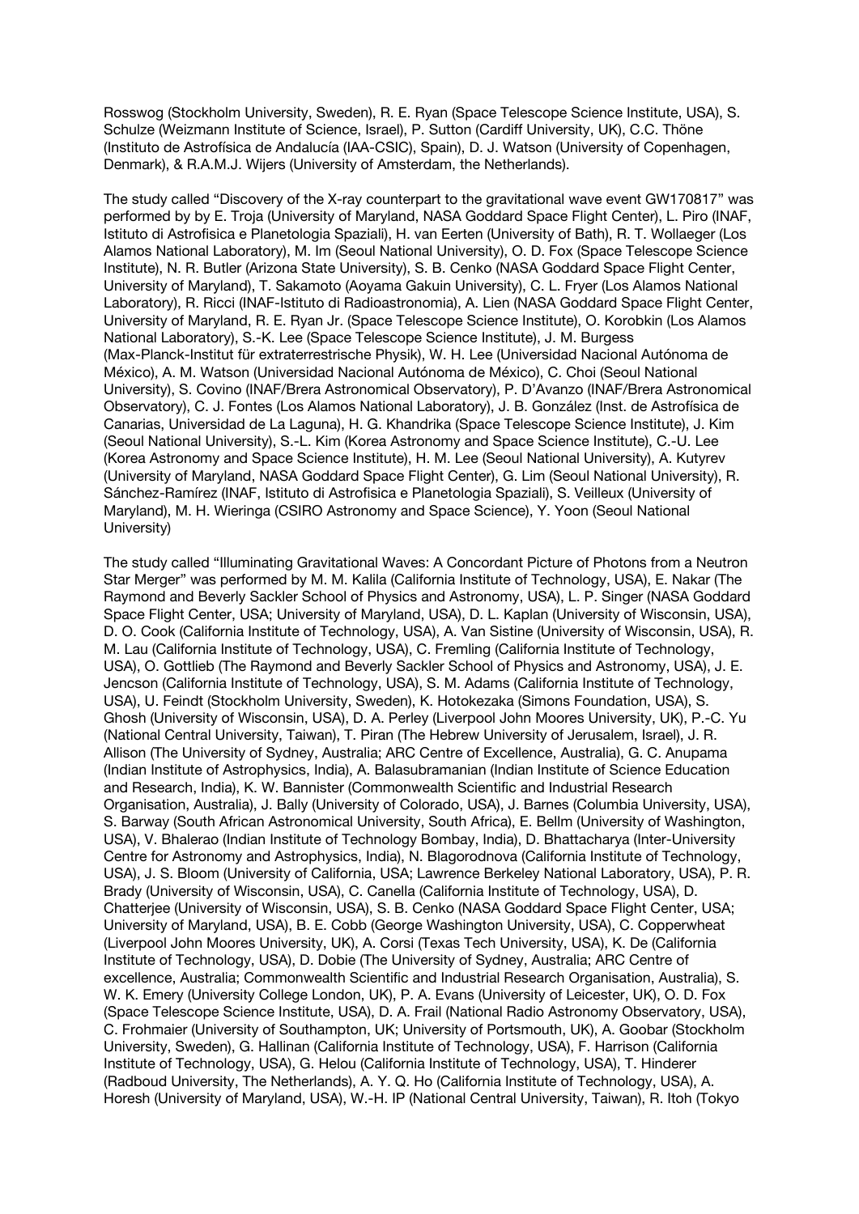Rosswog (Stockholm University, Sweden), R. E. Ryan (Space Telescope Science Institute, USA), S. Schulze (Weizmann Institute of Science, Israel), P. Sutton (Cardiff University, UK), C.C. Thöne (Instituto de Astrofísica de Andalucía (IAA-CSIC), Spain), D. J. Watson (University of Copenhagen, Denmark), & R.A.M.J. Wijers (University of Amsterdam, the Netherlands).

The study called "Discovery of the X-ray counterpart to the gravitational wave event GW170817" was performed by by E. Troja (University of Maryland, NASA Goddard Space Flight Center), L. Piro (INAF, Istituto di Astrofisica e Planetologia Spaziali), H. van Eerten (University of Bath), R. T. Wollaeger (Los Alamos National Laboratory), M. Im (Seoul National University), O. D. Fox (Space Telescope Science Institute), N. R. Butler (Arizona State University), S. B. Cenko (NASA Goddard Space Flight Center, University of Maryland), T. Sakamoto (Aoyama Gakuin University), C. L. Fryer (Los Alamos National Laboratory), R. Ricci (INAF-Istituto di Radioastronomia), A. Lien (NASA Goddard Space Flight Center, University of Maryland, R. E. Ryan Jr. (Space Telescope Science Institute), O. Korobkin (Los Alamos National Laboratory), S.-K. Lee (Space Telescope Science Institute), J. M. Burgess (Max-Planck-Institut für extraterrestrische Physik), W. H. Lee (Universidad Nacional Autónoma de México), A. M. Watson (Universidad Nacional Autónoma de México), C. Choi (Seoul National University), S. Covino (INAF/Brera Astronomical Observatory), P. D'Avanzo (INAF/Brera Astronomical Observatory), C. J. Fontes (Los Alamos National Laboratory), J. B. González (Inst. de Astrofísica de Canarias, Universidad de La Laguna), H. G. Khandrika (Space Telescope Science Institute), J. Kim (Seoul National University), S.-L. Kim (Korea Astronomy and Space Science Institute), C.-U. Lee (Korea Astronomy and Space Science Institute), H. M. Lee (Seoul National University), A. Kutyrev (University of Maryland, NASA Goddard Space Flight Center), G. Lim (Seoul National University), R. Sánchez-Ramírez (INAF, Istituto di Astrofisica e Planetologia Spaziali), S. Veilleux (University of Maryland), M. H. Wieringa (CSIRO Astronomy and Space Science), Y. Yoon (Seoul National University)

The study called "Illuminating Gravitational Waves: A Concordant Picture of Photons from a Neutron Star Merger" was performed by M. M. Kalila (California Institute of Technology, USA), E. Nakar (The Raymond and Beverly Sackler School of Physics and Astronomy, USA), L. P. Singer (NASA Goddard Space Flight Center, USA; University of Maryland, USA), D. L. Kaplan (University of Wisconsin, USA), D. O. Cook (California Institute of Technology, USA), A. Van Sistine (University of Wisconsin, USA), R. M. Lau (California Institute of Technology, USA), C. Fremling (California Institute of Technology, USA), O. Gottlieb (The Raymond and Beverly Sackler School of Physics and Astronomy, USA), J. E. Jencson (California Institute of Technology, USA), S. M. Adams (California Institute of Technology, USA), U. Feindt (Stockholm University, Sweden), K. Hotokezaka (Simons Foundation, USA), S. Ghosh (University of Wisconsin, USA), D. A. Perley (Liverpool John Moores University, UK), P.-C. Yu (National Central University, Taiwan), T. Piran (The Hebrew University of Jerusalem, Israel), J. R. Allison (The University of Sydney, Australia; ARC Centre of Excellence, Australia), G. C. Anupama (Indian Institute of Astrophysics, India), A. Balasubramanian (Indian Institute of Science Education and Research, India), K. W. Bannister (Commonwealth Scientific and Industrial Research Organisation, Australia), J. Bally (University of Colorado, USA), J. Barnes (Columbia University, USA), S. Barway (South African Astronomical University, South Africa), E. Bellm (University of Washington, USA), V. Bhalerao (Indian Institute of Technology Bombay, India), D. Bhattacharya (Inter-University Centre for Astronomy and Astrophysics, India), N. Blagorodnova (California Institute of Technology, USA), J. S. Bloom (University of California, USA; Lawrence Berkeley National Laboratory, USA), P. R. Brady (University of Wisconsin, USA), C. Canella (California Institute of Technology, USA), D. Chatterjee (University of Wisconsin, USA), S. B. Cenko (NASA Goddard Space Flight Center, USA; University of Maryland, USA), B. E. Cobb (George Washington University, USA), C. Copperwheat (Liverpool John Moores University, UK), A. Corsi (Texas Tech University, USA), K. De (California Institute of Technology, USA), D. Dobie (The University of Sydney, Australia; ARC Centre of excellence, Australia; Commonwealth Scientific and Industrial Research Organisation, Australia), S. W. K. Emery (University College London, UK), P. A. Evans (University of Leicester, UK), O. D. Fox (Space Telescope Science Institute, USA), D. A. Frail (National Radio Astronomy Observatory, USA), C. Frohmaier (University of Southampton, UK; University of Portsmouth, UK), A. Goobar (Stockholm University, Sweden), G. Hallinan (California Institute of Technology, USA), F. Harrison (California Institute of Technology, USA), G. Helou (California Institute of Technology, USA), T. Hinderer (Radboud University, The Netherlands), A. Y. Q. Ho (California Institute of Technology, USA), A. Horesh (University of Maryland, USA), W.-H. IP (National Central University, Taiwan), R. Itoh (Tokyo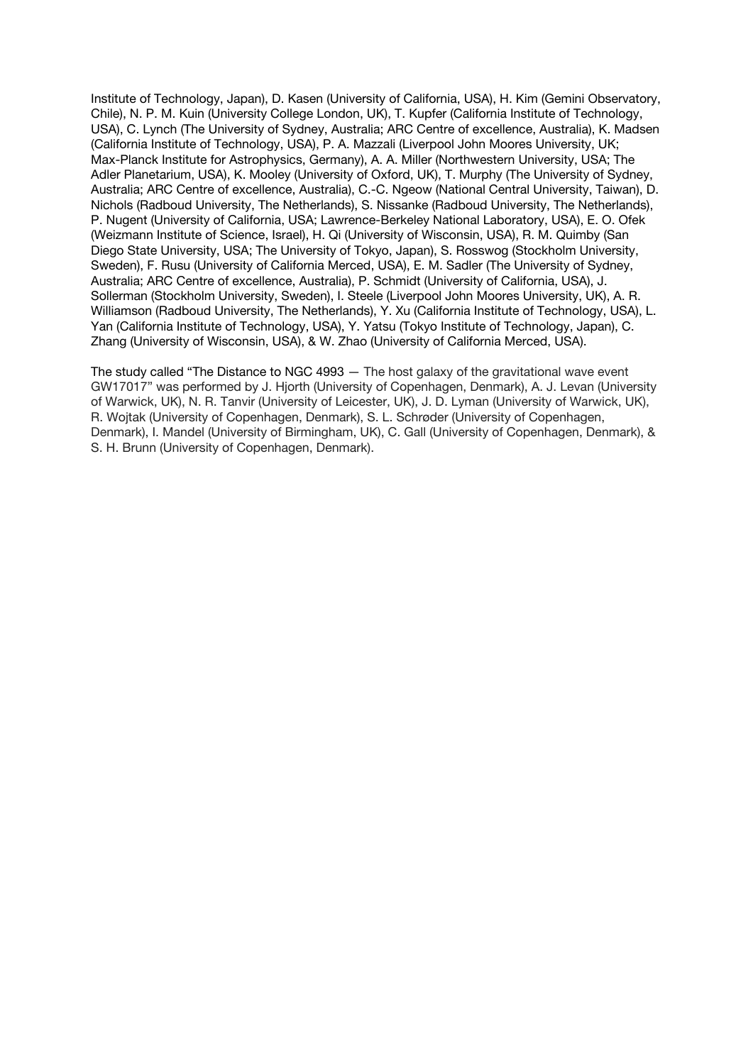Institute of Technology, Japan), D. Kasen (University of California, USA), H. Kim (Gemini Observatory, Chile), N. P. M. Kuin (University College London, UK), T. Kupfer (California Institute of Technology, USA), C. Lynch (The University of Sydney, Australia; ARC Centre of excellence, Australia), K. Madsen (California Institute of Technology, USA), P. A. Mazzali (Liverpool John Moores University, UK; Max-Planck Institute for Astrophysics, Germany), A. A. Miller (Northwestern University, USA; The Adler Planetarium, USA), K. Mooley (University of Oxford, UK), T. Murphy (The University of Sydney, Australia; ARC Centre of excellence, Australia), C.-C. Ngeow (National Central University, Taiwan), D. Nichols (Radboud University, The Netherlands), S. Nissanke (Radboud University, The Netherlands), P. Nugent (University of California, USA; Lawrence-Berkeley National Laboratory, USA), E. O. Ofek (Weizmann Institute of Science, Israel), H. Qi (University of Wisconsin, USA), R. M. Quimby (San Diego State University, USA; The University of Tokyo, Japan), S. Rosswog (Stockholm University, Sweden), F. Rusu (University of California Merced, USA), E. M. Sadler (The University of Sydney, Australia; ARC Centre of excellence, Australia), P. Schmidt (University of California, USA), J. Sollerman (Stockholm University, Sweden), I. Steele (Liverpool John Moores University, UK), A. R. Williamson (Radboud University, The Netherlands), Y. Xu (California Institute of Technology, USA), L. Yan (California Institute of Technology, USA), Y. Yatsu (Tokyo Institute of Technology, Japan), C. Zhang (University of Wisconsin, USA), & W. Zhao (University of California Merced, USA).

The study called "The Distance to NGC 4993 — The host galaxy of the gravitational wave event GW17017" was performed by J. Hjorth (University of Copenhagen, Denmark), A. J. Levan (University of Warwick, UK), N. R. Tanvir (University of Leicester, UK), J. D. Lyman (University of Warwick, UK), R. Wojtak (University of Copenhagen, Denmark), S. L. Schrøder (University of Copenhagen, Denmark), I. Mandel (University of Birmingham, UK), C. Gall (University of Copenhagen, Denmark), & S. H. Brunn (University of Copenhagen, Denmark).